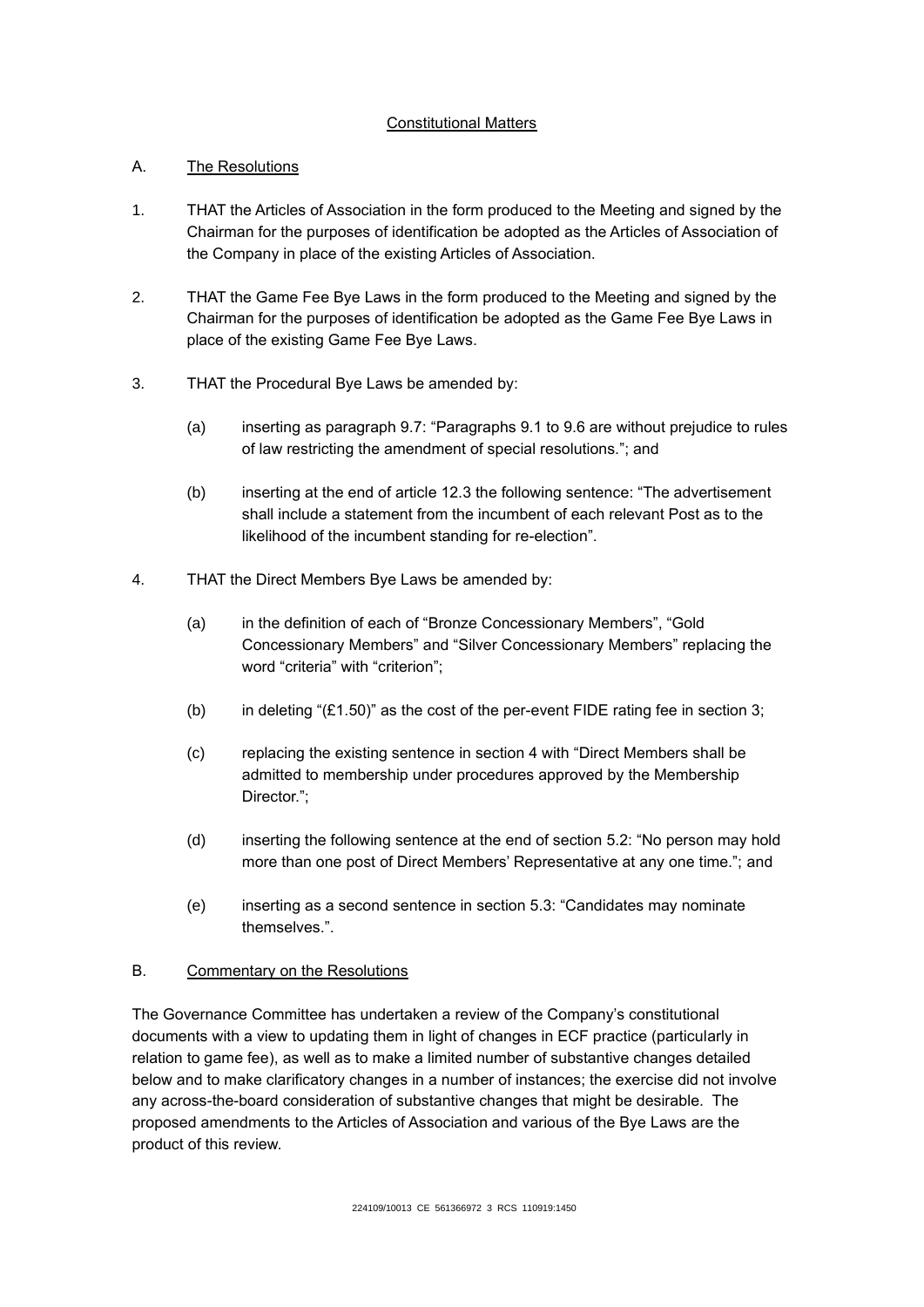## Constitutional Matters

### A. The Resolutions

1. THAT the Articles of Association in the form produced to the Meeting and signed by the Chairman for the purposes of identification be adopted as the Articles of Association of the Company in place of the existing Articles of Association.

2. THAT the Game Fee Bye Laws in the form produced to the Meeting and signed by the Chairman for the purposes of identification be adopted as the Game Fee Bye Laws in place of the existing Game Fee Bye Laws.

3. THAT the Procedural Bye Laws be amended by:

   (a) inserting as paragraph 9.7: "Paragraphs 9.1 to 9.6 are without prejudice to rules of law restricting the amendment of special resolutions."; and

   (b) inserting at the end of article 12.3 the following sentence: "The advertisement shall include a statement from the incumbent of each relevant Post as to the likelihood of the incumbent standing for re-election".

4. THAT the Direct Members Bye Laws be amended by:

   (a) in the definition of each of "Bronze Concessionary Members", "Gold Concessionary Members" and "Silver Concessionary Members" replacing the word "criteria" with "criterion";

   (b) in deleting "(£1.50)" as the cost of the per-event FIDE rating fee in section 3;

   (c) replacing the existing sentence in section 4 with "Direct Members shall be admitted to membership under procedures approved by the Membership Director.";

   (d) inserting the following sentence at the end of section 5.2: "No person may hold more than one post of Direct Members' Representative at any one time."; and

   (e) inserting as a second sentence in section 5.3: "Candidates may nominate themselves.".

### B. Commentary on the Resolutions

The Governance Committee has undertaken a review of the Company's constitutional documents with a view to updating them in light of changes in ECF practice (particularly in relation to game fee), as well as to make a limited number of substantive changes detailed below and to make clarificatory changes in a number of instances; the exercise did not involve any across-the-board consideration of substantive changes that might be desirable. The proposed amendments to the Articles of Association and various of the Bye Laws are the product of this review.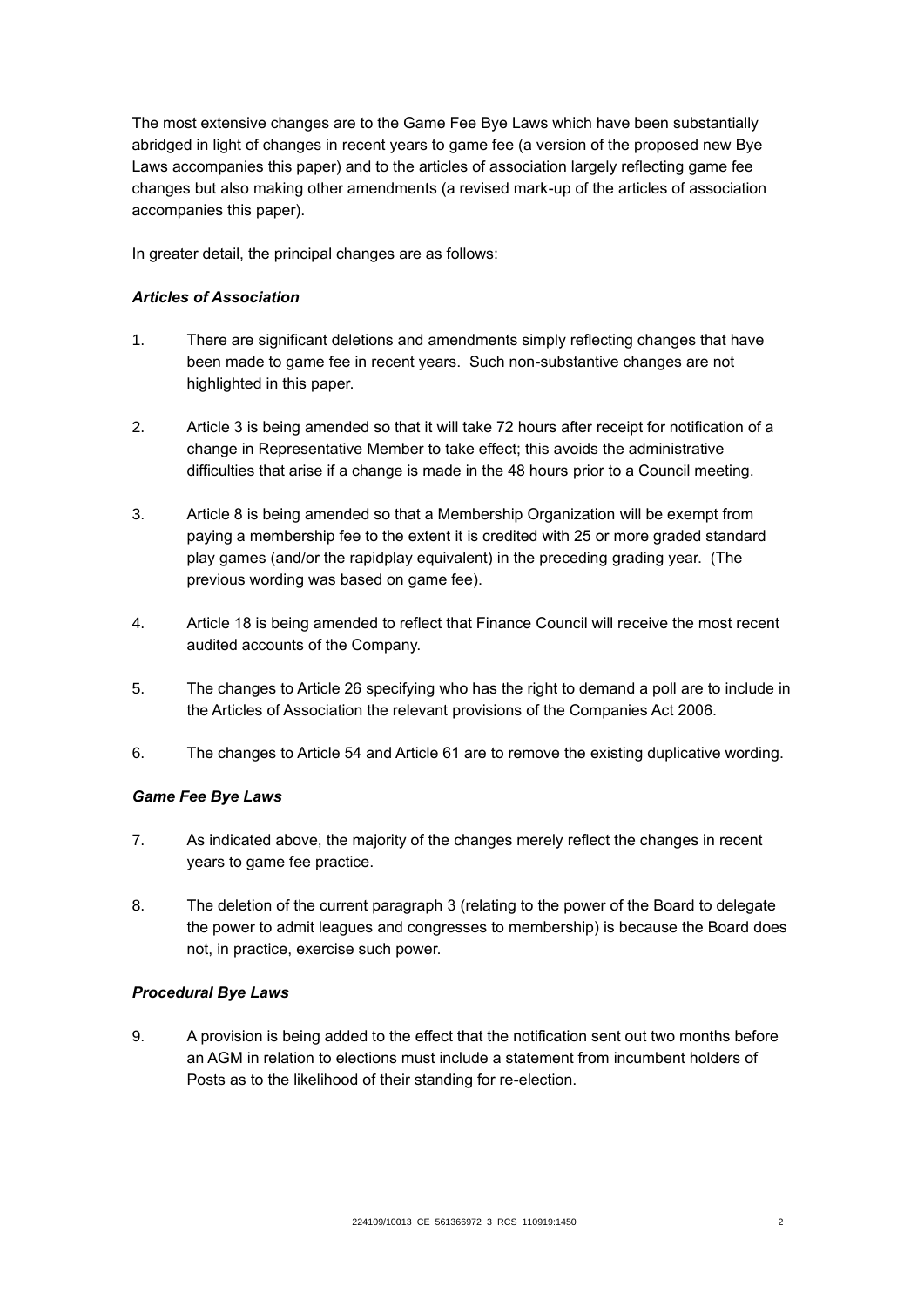The most extensive changes are to the Game Fee Bye Laws which have been substantially abridged in light of changes in recent years to game fee (a version of the proposed new Bye Laws accompanies this paper) and to the articles of association largely reflecting game fee changes but also making other amendments (a revised mark-up of the articles of association accompanies this paper).

In greater detail, the principal changes are as follows:

***Articles of Association***

1. There are significant deletions and amendments simply reflecting changes that have been made to game fee in recent years. Such non-substantive changes are not highlighted in this paper.

2. Article 3 is being amended so that it will take 72 hours after receipt for notification of a change in Representative Member to take effect; this avoids the administrative difficulties that arise if a change is made in the 48 hours prior to a Council meeting.

3. Article 8 is being amended so that a Membership Organization will be exempt from paying a membership fee to the extent it is credited with 25 or more graded standard play games (and/or the rapidplay equivalent) in the preceding grading year. (The previous wording was based on game fee).

4. Article 18 is being amended to reflect that Finance Council will receive the most recent audited accounts of the Company.

5. The changes to Article 26 specifying who has the right to demand a poll are to include in the Articles of Association the relevant provisions of the Companies Act 2006.

6. The changes to Article 54 and Article 61 are to remove the existing duplicative wording.

***Game Fee Bye Laws***

7. As indicated above, the majority of the changes merely reflect the changes in recent years to game fee practice.

8. The deletion of the current paragraph 3 (relating to the power of the Board to delegate the power to admit leagues and congresses to membership) is because the Board does not, in practice, exercise such power.

***Procedural Bye Laws***

9. A provision is being added to the effect that the notification sent out two months before an AGM in relation to elections must include a statement from incumbent holders of Posts as to the likelihood of their standing for re-election.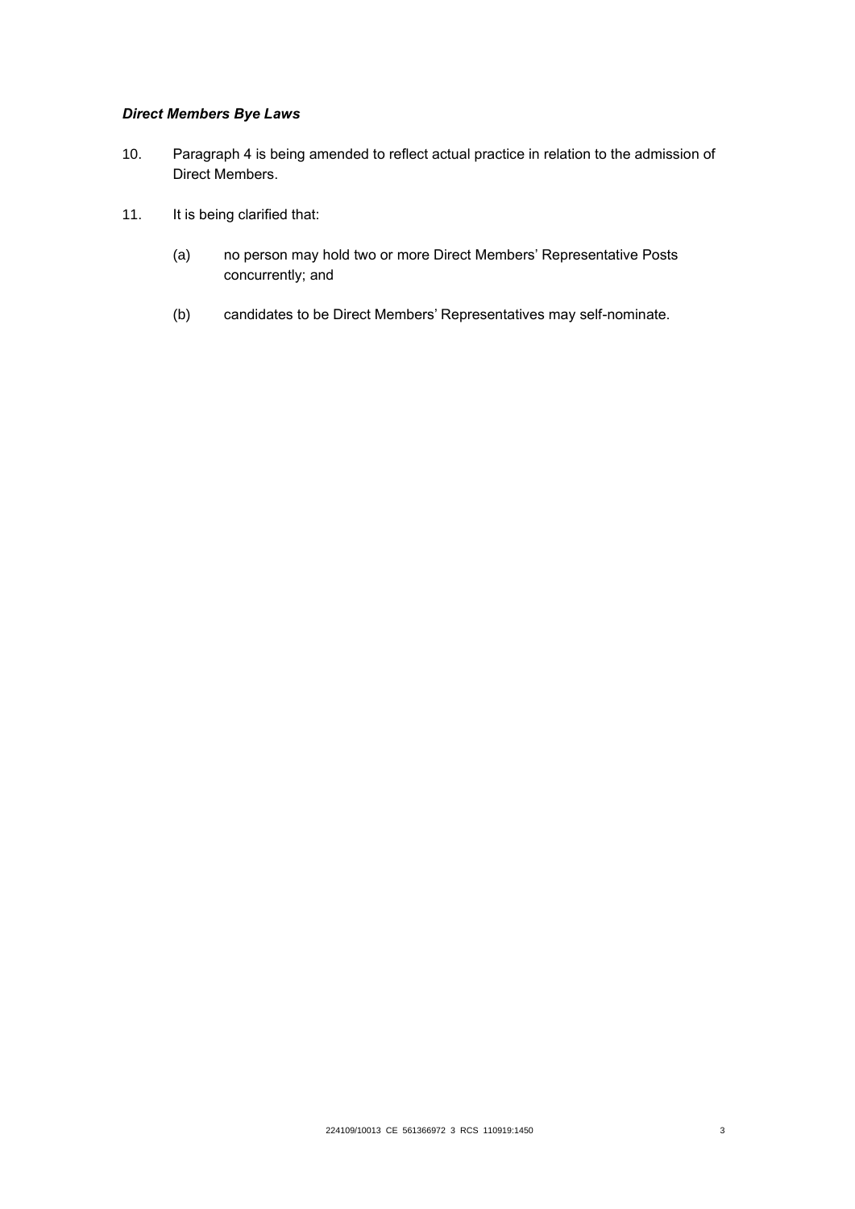***Direct Members Bye Laws***

10. Paragraph 4 is being amended to reflect actual practice in relation to the admission of Direct Members.

11. It is being clarified that:

    (a) no person may hold two or more Direct Members' Representative Posts concurrently; and

    (b) candidates to be Direct Members' Representatives may self-nominate.